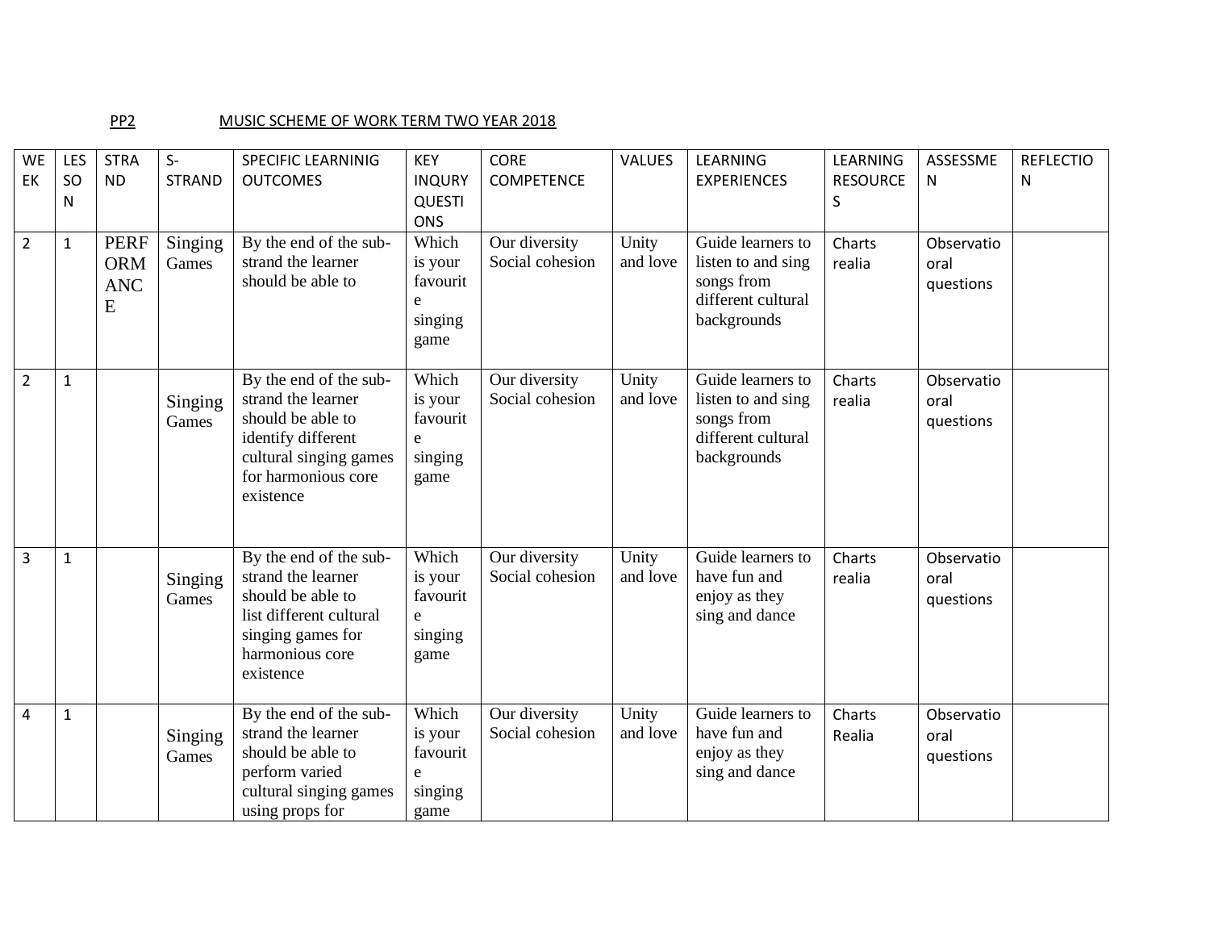PP2 MUSIC SCHEME OF WORK TERM TWO YEAR 2018

| WEEK | LESSON | STRAND | S-STRAND | SPECIFIC LEARNINIG OUTCOMES | KEY INQURY QUESTIONS | CORE COMPETENCE | VALUES | LEARNING EXPERIENCES | LEARNING RESOURCES | ASSESSMEN | REFLECTION |
|---|---|---|---|---|---|---|---|---|---|---|---|
| 2 | 1 | PERFORMANCE | Singing Games | By the end of the sub-strand the learner should be able to | Which is your favourite singing game | Our diversity Social cohesion | Unity and love | Guide learners to listen to and sing songs from different cultural backgrounds | Charts realia | Observatio oral questions | |
| 2 | 1 | | Singing Games | By the end of the sub-strand the learner should be able to identify different cultural singing games for harmonious core existence | Which is your favourite singing game | Our diversity Social cohesion | Unity and love | Guide learners to listen to and sing songs from different cultural backgrounds | Charts realia | Observatio oral questions | |
| 3 | 1 | | Singing Games | By the end of the sub-strand the learner should be able to list different cultural singing games for harmonious core existence | Which is your favourite singing game | Our diversity Social cohesion | Unity and love | Guide learners to have fun and enjoy as they sing and dance | Charts realia | Observatio oral questions | |
| 4 | 1 | | Singing Games | By the end of the sub-strand the learner should be able to perform varied cultural singing games using props for | Which is your favourite singing game | Our diversity Social cohesion | Unity and love | Guide learners to have fun and enjoy as they sing and dance | Charts Realia | Observatio oral questions | |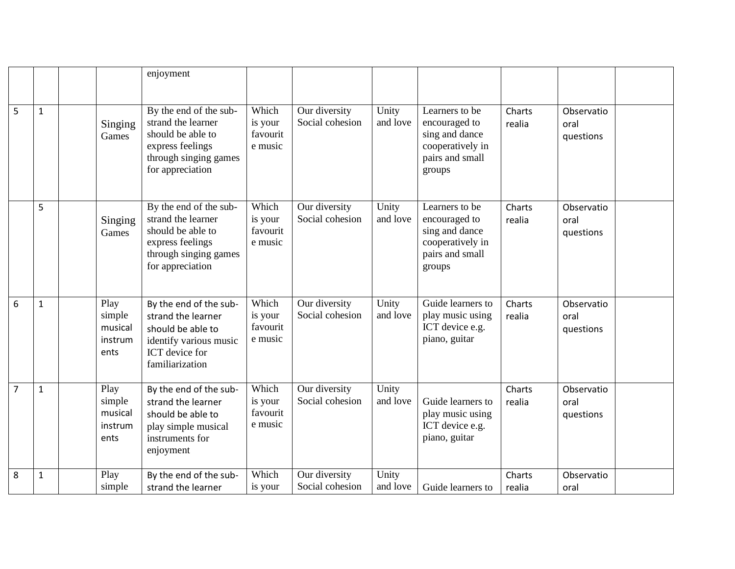| | | | | | | | | | | | |
|---|---|---|---|---|---|---|---|---|---|---|---|
| | | | | enjoyment | | | | | | | |
| 5 | 1 | | Singing Games | By the end of the sub-strand the learner should be able to express feelings through singing games for appreciation | Which is your favourite music | Our diversity Social cohesion | Unity and love | Learners to be encouraged to sing and dance cooperatively in pairs and small groups | Charts realia | Observatio oral questions | |
| | 5 | | Singing Games | By the end of the sub-strand the learner should be able to express feelings through singing games for appreciation | Which is your favourite music | Our diversity Social cohesion | Unity and love | Learners to be encouraged to sing and dance cooperatively in pairs and small groups | Charts realia | Observatio oral questions | |
| 6 | 1 | | Play simple musical instruments | By the end of the sub-strand the learner should be able to identify various music ICT device for familiarization | Which is your favourite music | Our diversity Social cohesion | Unity and love | Guide learners to play music using ICT device e.g. piano, guitar | Charts realia | Observatio oral questions | |
| 7 | 1 | | Play simple musical instruments | By the end of the sub-strand the learner should be able to play simple musical instruments for enjoyment | Which is your favourite music | Our diversity Social cohesion | Unity and love | Guide learners to play music using ICT device e.g. piano, guitar | Charts realia | Observatio oral questions | |
| 8 | 1 | | Play simple | By the end of the sub-strand the learner | Which is your | Our diversity Social cohesion | Unity and love | Guide learners to | Charts realia | Observatio oral | |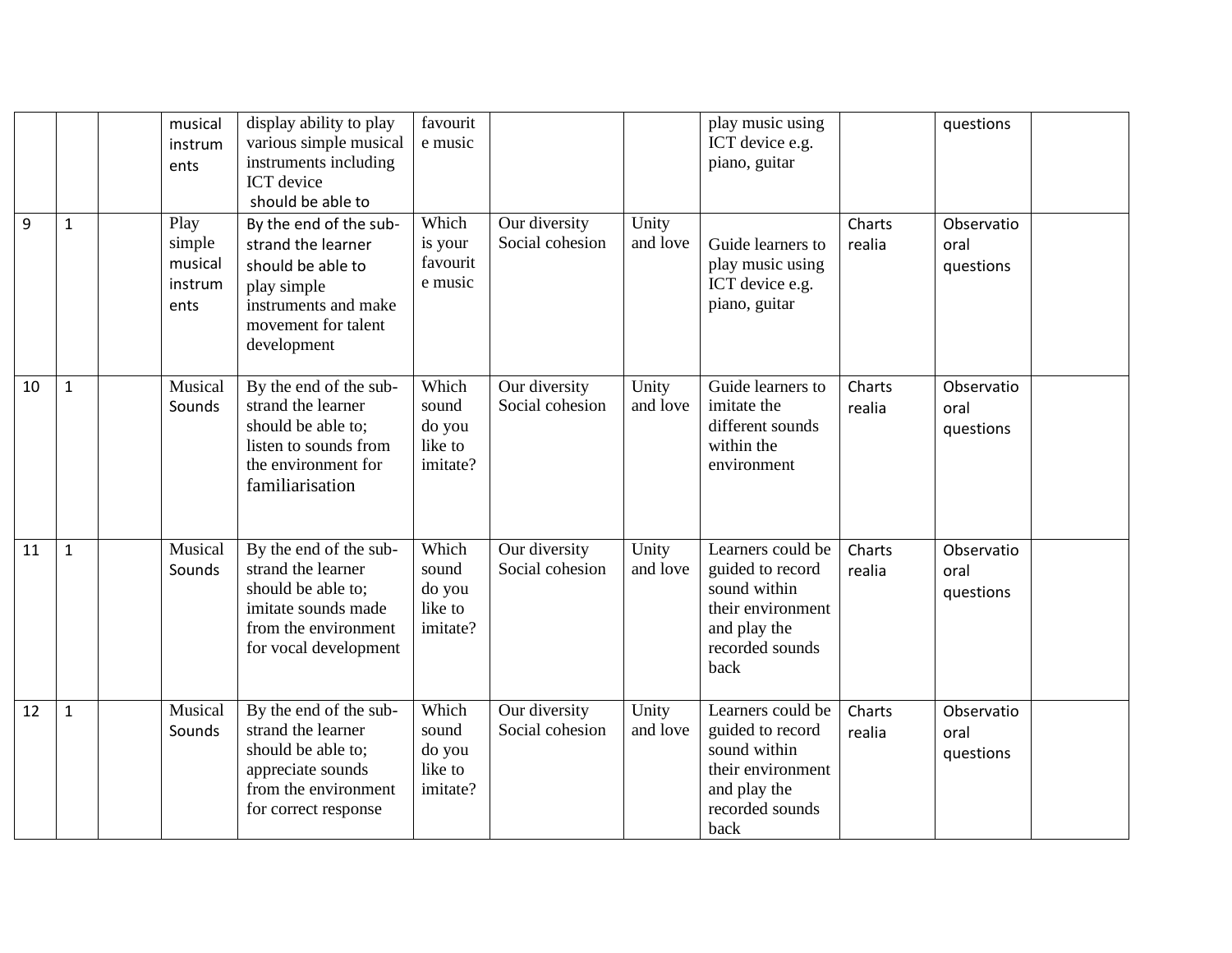|  |  |  | musical instruments | display ability to play various simple musical instruments including ICT device should be able to | favourite music |  |  | play music using ICT device e.g. piano, guitar |  | questions |  |
|---|---|---|---|---|---|---|---|---|---|---|---|
| 9 | 1 |  | Play simple musical instruments | By the end of the sub-strand the learner should be able to play simple instruments and make movement for talent development | Which is your favourite music | Our diversity Social cohesion | Unity and love | Guide learners to play music using ICT device e.g. piano, guitar | Charts realia | Observatio oral questions |  |
| 10 | 1 |  | Musical Sounds | By the end of the sub-strand the learner should be able to; listen to sounds from the environment for familiarisation | Which sound do you like to imitate? | Our diversity Social cohesion | Unity and love | Guide learners to imitate the different sounds within the environment | Charts realia | Observatio oral questions |  |
| 11 | 1 |  | Musical Sounds | By the end of the sub-strand the learner should be able to; imitate sounds made from the environment for vocal development | Which sound do you like to imitate? | Our diversity Social cohesion | Unity and love | Learners could be guided to record sound within their environment and play the recorded sounds back | Charts realia | Observatio oral questions |  |
| 12 | 1 |  | Musical Sounds | By the end of the sub-strand the learner should be able to; appreciate sounds from the environment for correct response | Which sound do you like to imitate? | Our diversity Social cohesion | Unity and love | Learners could be guided to record sound within their environment and play the recorded sounds back | Charts realia | Observatio oral questions |  |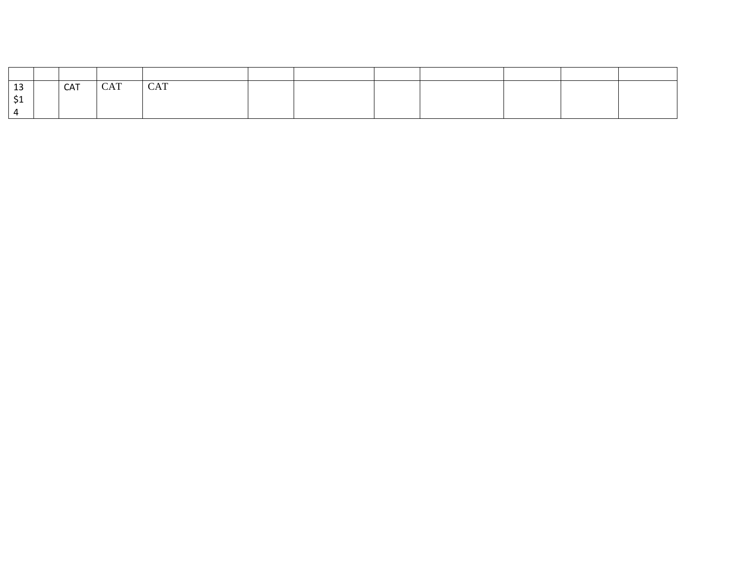| | | | | | | | | | | | |
|---|---|---|---|---|---|---|---|---|---|---|---|
| | | | | | | | | | | | |
| 13 $1 4 | | CAT | CAT | CAT | | | | | | | |